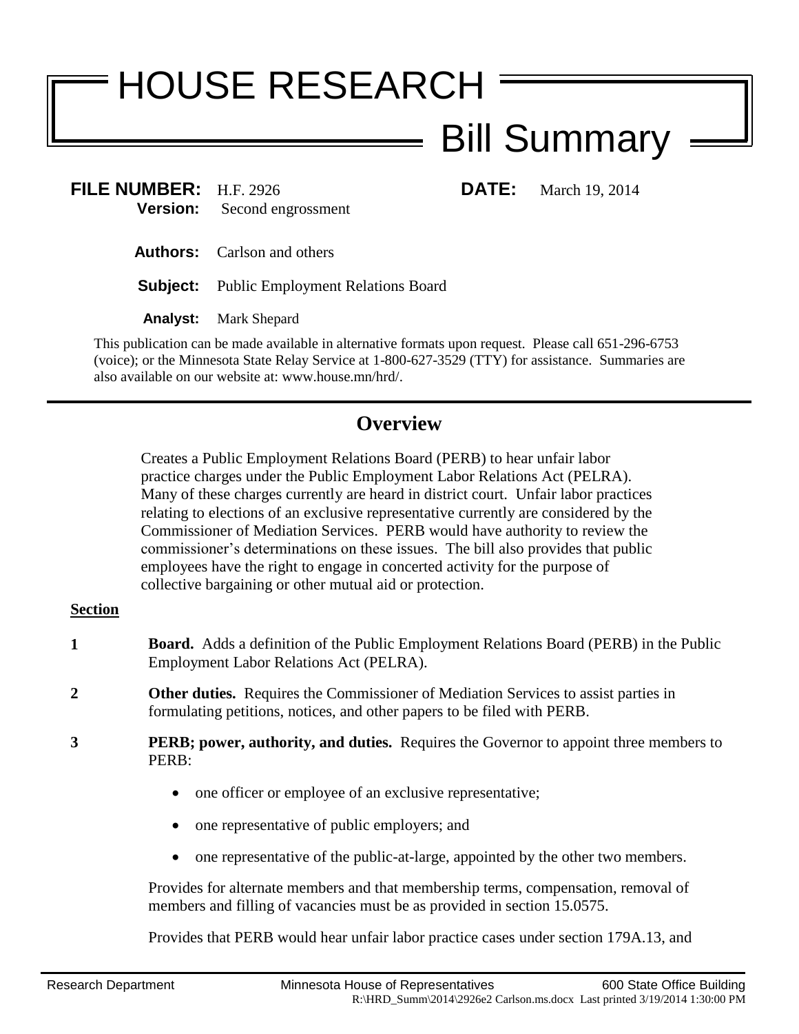# HOUSE RESEARCH

# Bill Summary

**FILE NUMBER:** H.F. 2926 **DATE:** March 19, 2014
**Version:** Second engrossment

**Authors:** Carlson and others

**Subject:** Public Employment Relations Board

**Analyst:** Mark Shepard

This publication can be made available in alternative formats upon request. Please call 651-296-6753 (voice); or the Minnesota State Relay Service at 1-800-627-3529 (TTY) for assistance. Summaries are also available on our website at: www.house.mn/hrd/.

## Overview

Creates a Public Employment Relations Board (PERB) to hear unfair labor practice charges under the Public Employment Labor Relations Act (PELRA). Many of these charges currently are heard in district court. Unfair labor practices relating to elections of an exclusive representative currently are considered by the Commissioner of Mediation Services. PERB would have authority to review the commissioner's determinations on these issues. The bill also provides that public employees have the right to engage in concerted activity for the purpose of collective bargaining or other mutual aid or protection.

**Section**

**1** **Board.** Adds a definition of the Public Employment Relations Board (PERB) in the Public Employment Labor Relations Act (PELRA).

**2** **Other duties.** Requires the Commissioner of Mediation Services to assist parties in formulating petitions, notices, and other papers to be filed with PERB.

**3** **PERB; power, authority, and duties.** Requires the Governor to appoint three members to PERB:

- one officer or employee of an exclusive representative;
- one representative of public employers; and
- one representative of the public-at-large, appointed by the other two members.

Provides for alternate members and that membership terms, compensation, removal of members and filling of vacancies must be as provided in section 15.0575.

Provides that PERB would hear unfair labor practice cases under section 179A.13, and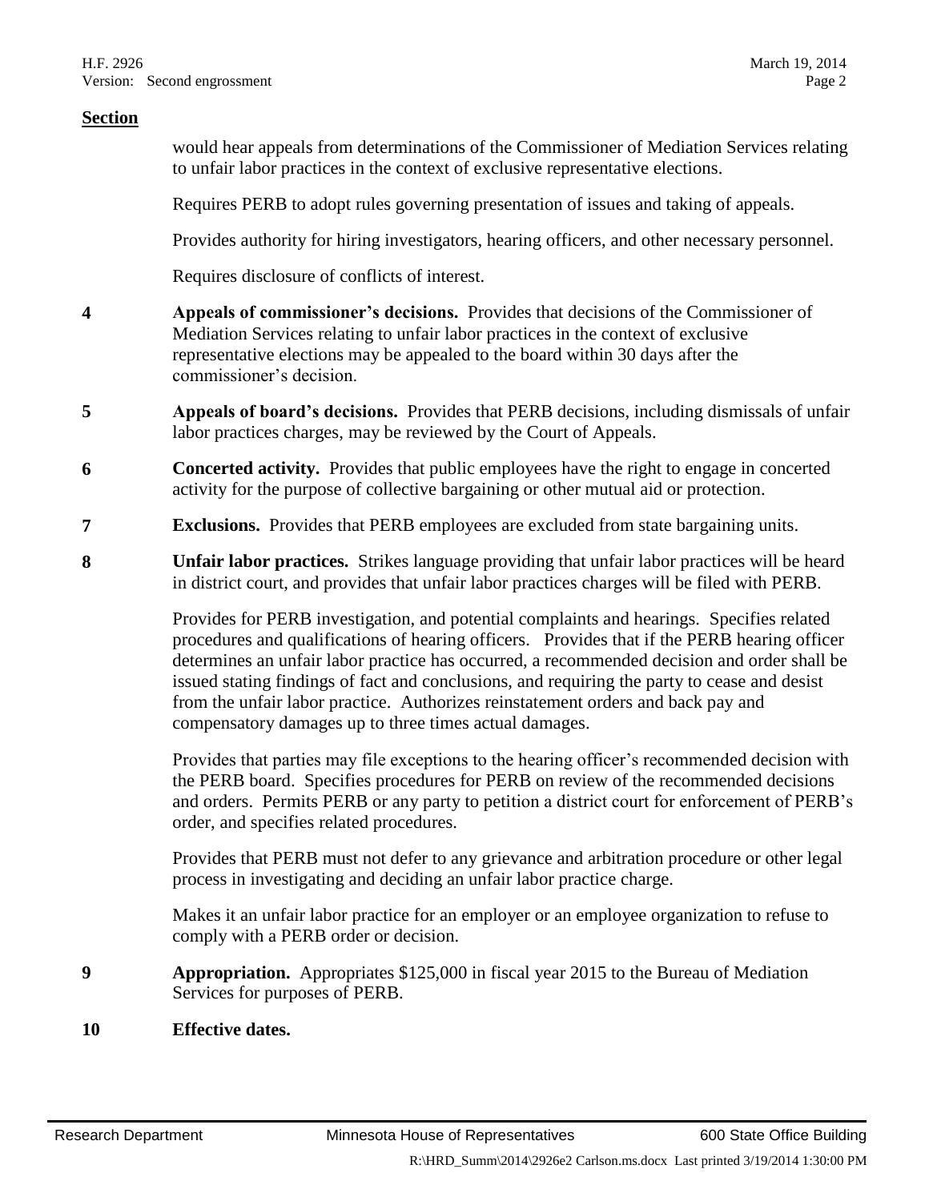**Section**

would hear appeals from determinations of the Commissioner of Mediation Services relating to unfair labor practices in the context of exclusive representative elections.

Requires PERB to adopt rules governing presentation of issues and taking of appeals.

Provides authority for hiring investigators, hearing officers, and other necessary personnel.

Requires disclosure of conflicts of interest.

**4** **Appeals of commissioner's decisions.** Provides that decisions of the Commissioner of Mediation Services relating to unfair labor practices in the context of exclusive representative elections may be appealed to the board within 30 days after the commissioner's decision.

**5** **Appeals of board's decisions.** Provides that PERB decisions, including dismissals of unfair labor practices charges, may be reviewed by the Court of Appeals.

**6** **Concerted activity.** Provides that public employees have the right to engage in concerted activity for the purpose of collective bargaining or other mutual aid or protection.

**7** **Exclusions.** Provides that PERB employees are excluded from state bargaining units.

**8** **Unfair labor practices.** Strikes language providing that unfair labor practices will be heard in district court, and provides that unfair labor practices charges will be filed with PERB.

Provides for PERB investigation, and potential complaints and hearings. Specifies related procedures and qualifications of hearing officers. Provides that if the PERB hearing officer determines an unfair labor practice has occurred, a recommended decision and order shall be issued stating findings of fact and conclusions, and requiring the party to cease and desist from the unfair labor practice. Authorizes reinstatement orders and back pay and compensatory damages up to three times actual damages.

Provides that parties may file exceptions to the hearing officer's recommended decision with the PERB board. Specifies procedures for PERB on review of the recommended decisions and orders. Permits PERB or any party to petition a district court for enforcement of PERB's order, and specifies related procedures.

Provides that PERB must not defer to any grievance and arbitration procedure or other legal process in investigating and deciding an unfair labor practice charge.

Makes it an unfair labor practice for an employer or an employee organization to refuse to comply with a PERB order or decision.

**9** **Appropriation.** Appropriates $125,000 in fiscal year 2015 to the Bureau of Mediation Services for purposes of PERB.

**10** **Effective dates.**